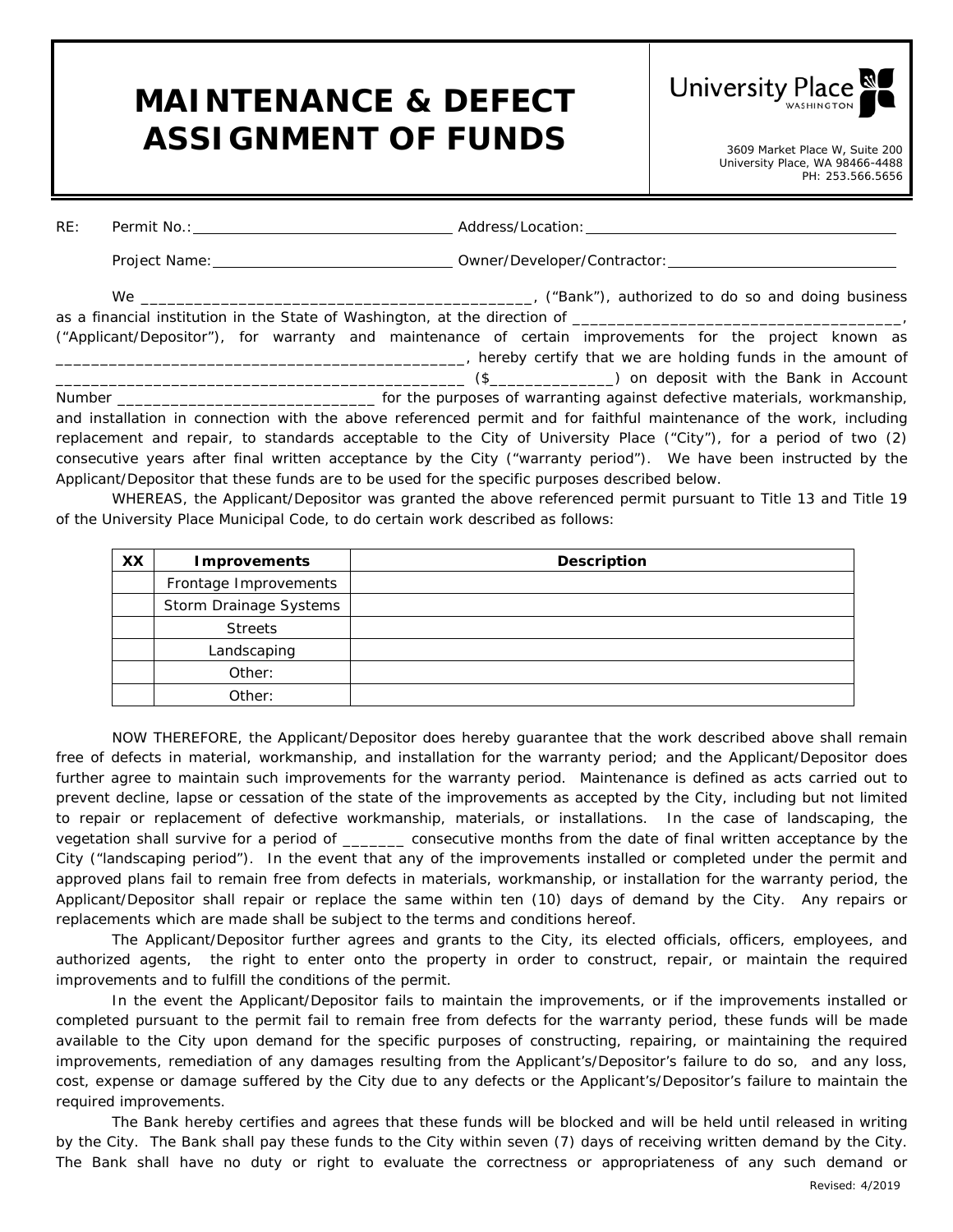# MAINTENANCE & DEFECT ASSIGNMENT OF FUNDS

University Place
WASHINGTON

3609 Market Place W, Suite 200
University Place, WA 98466-4488
PH: 253.566.5656

RE: Permit No.: ______________________________ Address/Location: ______________________________

Project Name: ______________________________ Owner/Developer/Contractor: ______________________________

We _____________________________________________, ("Bank"), authorized to do so and doing business as a financial institution in the State of Washington, at the direction of _____________________________________, ("Applicant/Depositor"), for warranty and maintenance of certain improvements for the project known as ______________________________________________, hereby certify that we are holding funds in the amount of ______________________________________________ ($______________) on deposit with the Bank in Account Number _____________________________ for the purposes of warranting against defective materials, workmanship, and installation in connection with the above referenced permit and for faithful maintenance of the work, including replacement and repair, to standards acceptable to the City of University Place ("City"), for a period of two (2) consecutive years after final written acceptance by the City ("warranty period"). We have been instructed by the Applicant/Depositor that these funds are to be used for the specific purposes described below.

WHEREAS, the Applicant/Depositor was granted the above referenced permit pursuant to Title 13 and Title 19 of the University Place Municipal Code, to do certain work described as follows:

| XX | Improvements | Description |
|---|---|---|
| | Frontage Improvements | |
| | Storm Drainage Systems | |
| | Streets | |
| | Landscaping | |
| | Other: | |
| | Other: | |

NOW THEREFORE, the Applicant/Depositor does hereby guarantee that the work described above shall remain free of defects in material, workmanship, and installation for the warranty period; and the Applicant/Depositor does further agree to maintain such improvements for the warranty period. Maintenance is defined as acts carried out to prevent decline, lapse or cessation of the state of the improvements as accepted by the City, including but not limited to repair or replacement of defective workmanship, materials, or installations. In the case of landscaping, the vegetation shall survive for a period of _______ consecutive months from the date of final written acceptance by the City ("landscaping period"). In the event that any of the improvements installed or completed under the permit and approved plans fail to remain free from defects in materials, workmanship, or installation for the warranty period, the Applicant/Depositor shall repair or replace the same within ten (10) days of demand by the City. Any repairs or replacements which are made shall be subject to the terms and conditions hereof.

The Applicant/Depositor further agrees and grants to the City, its elected officials, officers, employees, and authorized agents, the right to enter onto the property in order to construct, repair, or maintain the required improvements and to fulfill the conditions of the permit.

In the event the Applicant/Depositor fails to maintain the improvements, or if the improvements installed or completed pursuant to the permit fail to remain free from defects for the warranty period, these funds will be made available to the City upon demand for the specific purposes of constructing, repairing, or maintaining the required improvements, remediation of any damages resulting from the Applicant's/Depositor's failure to do so, and any loss, cost, expense or damage suffered by the City due to any defects or the Applicant's/Depositor's failure to maintain the required improvements.

The Bank hereby certifies and agrees that these funds will be blocked and will be held until released in writing by the City. The Bank shall pay these funds to the City within seven (7) days of receiving written demand by the City. The Bank shall have no duty or right to evaluate the correctness or appropriateness of any such demand or

Revised: 4/2019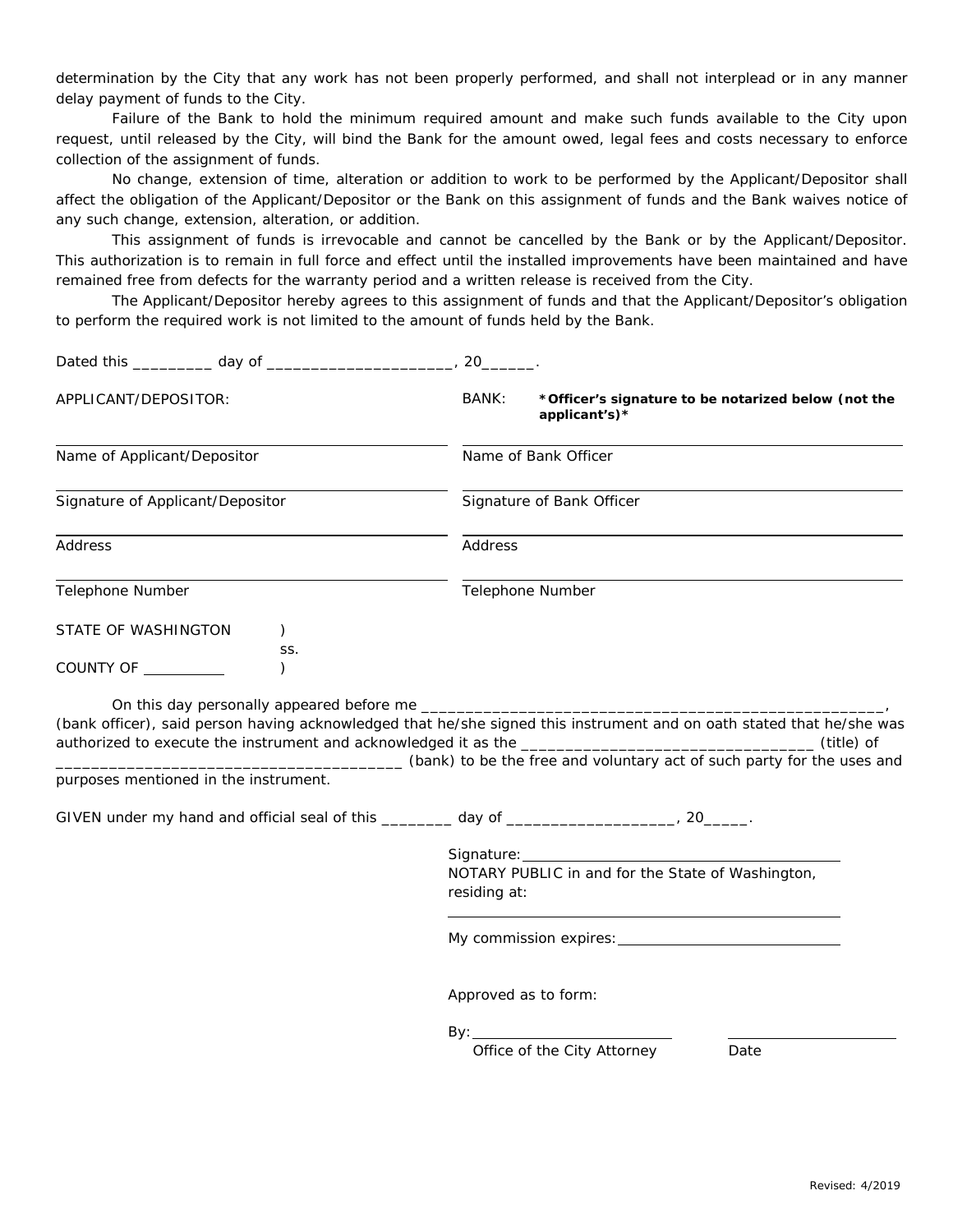determination by the City that any work has not been properly performed, and shall not interplead or in any manner delay payment of funds to the City.

Failure of the Bank to hold the minimum required amount and make such funds available to the City upon request, until released by the City, will bind the Bank for the amount owed, legal fees and costs necessary to enforce collection of the assignment of funds.

No change, extension of time, alteration or addition to work to be performed by the Applicant/Depositor shall affect the obligation of the Applicant/Depositor or the Bank on this assignment of funds and the Bank waives notice of any such change, extension, alteration, or addition.

This assignment of funds is irrevocable and cannot be cancelled by the Bank or by the Applicant/Depositor. This authorization is to remain in full force and effect until the installed improvements have been maintained and have remained free from defects for the warranty period and a written release is received from the City.

The Applicant/Depositor hereby agrees to this assignment of funds and that the Applicant/Depositor's obligation to perform the required work is not limited to the amount of funds held by the Bank.

Dated this _________ day of _____________________, 20______.

| APPLICANT/DEPOSITOR: | BANK: ***Officer's signature to be notarized below (not the applicant's)*** |
|---|---|
| Name of Applicant/Depositor | Name of Bank Officer |
| Signature of Applicant/Depositor | Signature of Bank Officer |
| Address | Address |
| Telephone Number | Telephone Number |

STATE OF WASHINGTON )
ss.
COUNTY OF __________ )

On this day personally appeared before me _____________________________________________________, (bank officer), said person having acknowledged that he/she signed this instrument and on oath stated that he/she was authorized to execute the instrument and acknowledged it as the _________________________________ (title) of _____________________________________ (bank) to be the free and voluntary act of such party for the uses and purposes mentioned in the instrument.

GIVEN under my hand and official seal of this ________ day of ___________________, 20_____.

Signature: ______________________________
NOTARY PUBLIC in and for the State of Washington, residing at:

______________________________

My commission expires: ______________________________

Approved as to form:

By: ______________________________ ______________________
Office of the City Attorney Date

Revised: 4/2019